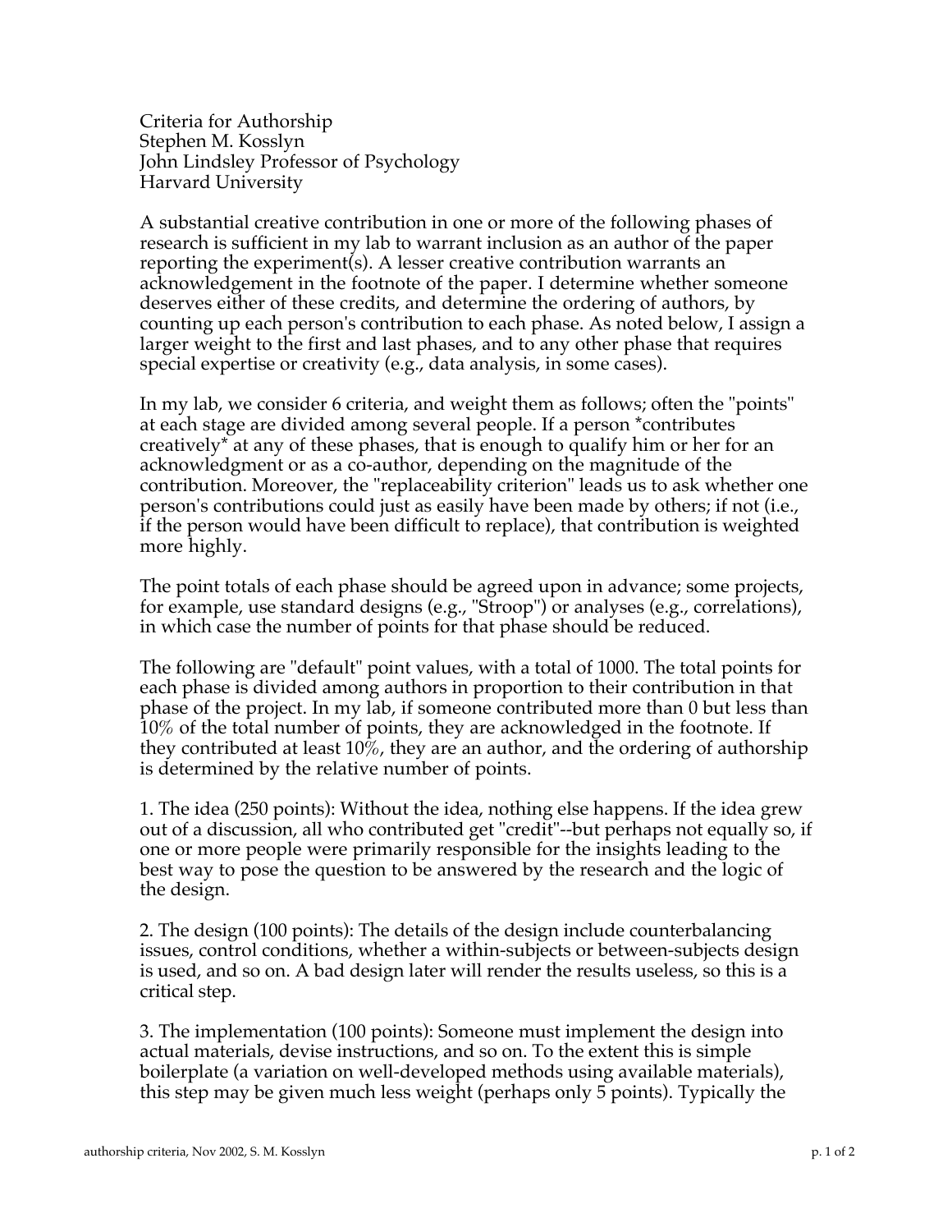Criteria for Authorship
Stephen M. Kosslyn
John Lindsley Professor of Psychology
Harvard University

A substantial creative contribution in one or more of the following phases of research is sufficient in my lab to warrant inclusion as an author of the paper reporting the experiment(s). A lesser creative contribution warrants an acknowledgement in the footnote of the paper. I determine whether someone deserves either of these credits, and determine the ordering of authors, by counting up each person's contribution to each phase. As noted below, I assign a larger weight to the first and last phases, and to any other phase that requires special expertise or creativity (e.g., data analysis, in some cases).

In my lab, we consider 6 criteria, and weight them as follows; often the "points" at each stage are divided among several people. If a person *contributes creatively* at any of these phases, that is enough to qualify him or her for an acknowledgment or as a co-author, depending on the magnitude of the contribution. Moreover, the "replaceability criterion" leads us to ask whether one person's contributions could just as easily have been made by others; if not (i.e., if the person would have been difficult to replace), that contribution is weighted more highly.

The point totals of each phase should be agreed upon in advance; some projects, for example, use standard designs (e.g., "Stroop") or analyses (e.g., correlations), in which case the number of points for that phase should be reduced.

The following are "default" point values, with a total of 1000. The total points for each phase is divided among authors in proportion to their contribution in that phase of the project. In my lab, if someone contributed more than 0 but less than 10% of the total number of points, they are acknowledged in the footnote. If they contributed at least 10%, they are an author, and the ordering of authorship is determined by the relative number of points.

1. The idea (250 points): Without the idea, nothing else happens. If the idea grew out of a discussion, all who contributed get "credit"--but perhaps not equally so, if one or more people were primarily responsible for the insights leading to the best way to pose the question to be answered by the research and the logic of the design.

2. The design (100 points): The details of the design include counterbalancing issues, control conditions, whether a within-subjects or between-subjects design is used, and so on. A bad design later will render the results useless, so this is a critical step.

3. The implementation (100 points): Someone must implement the design into actual materials, devise instructions, and so on. To the extent this is simple boilerplate (a variation on well-developed methods using available materials), this step may be given much less weight (perhaps only 5 points). Typically the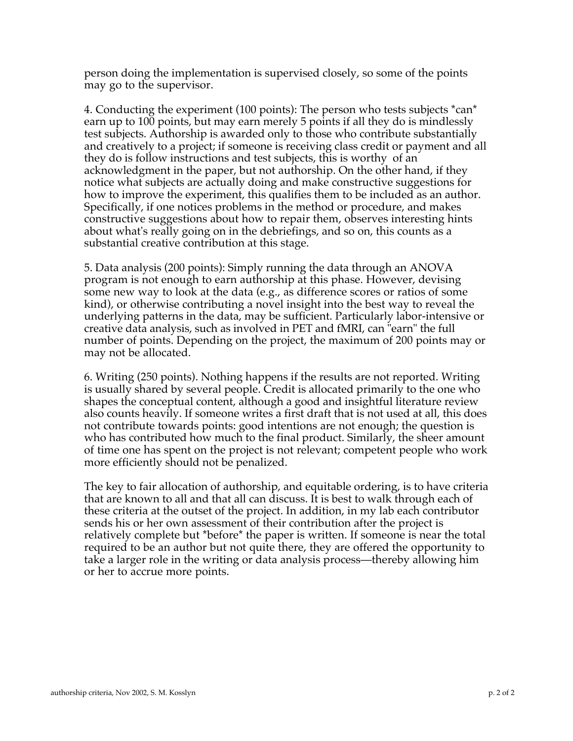person doing the implementation is supervised closely, so some of the points may go to the supervisor.

4. Conducting the experiment (100 points): The person who tests subjects *can* earn up to 100 points, but may earn merely 5 points if all they do is mindlessly test subjects. Authorship is awarded only to those who contribute substantially and creatively to a project; if someone is receiving class credit or payment and all they do is follow instructions and test subjects, this is worthy of an acknowledgment in the paper, but not authorship. On the other hand, if they notice what subjects are actually doing and make constructive suggestions for how to improve the experiment, this qualifies them to be included as an author. Specifically, if one notices problems in the method or procedure, and makes constructive suggestions about how to repair them, observes interesting hints about what's really going on in the debriefings, and so on, this counts as a substantial creative contribution at this stage.

5. Data analysis (200 points): Simply running the data through an ANOVA program is not enough to earn authorship at this phase. However, devising some new way to look at the data (e.g., as difference scores or ratios of some kind), or otherwise contributing a novel insight into the best way to reveal the underlying patterns in the data, may be sufficient. Particularly labor-intensive or creative data analysis, such as involved in PET and fMRI, can "earn" the full number of points. Depending on the project, the maximum of 200 points may or may not be allocated.

6. Writing (250 points). Nothing happens if the results are not reported. Writing is usually shared by several people. Credit is allocated primarily to the one who shapes the conceptual content, although a good and insightful literature review also counts heavily. If someone writes a first draft that is not used at all, this does not contribute towards points: good intentions are not enough; the question is who has contributed how much to the final product. Similarly, the sheer amount of time one has spent on the project is not relevant; competent people who work more efficiently should not be penalized.

The key to fair allocation of authorship, and equitable ordering, is to have criteria that are known to all and that all can discuss. It is best to walk through each of these criteria at the outset of the project. In addition, in my lab each contributor sends his or her own assessment of their contribution after the project is relatively complete but *before* the paper is written. If someone is near the total required to be an author but not quite there, they are offered the opportunity to take a larger role in the writing or data analysis process—thereby allowing him or her to accrue more points.